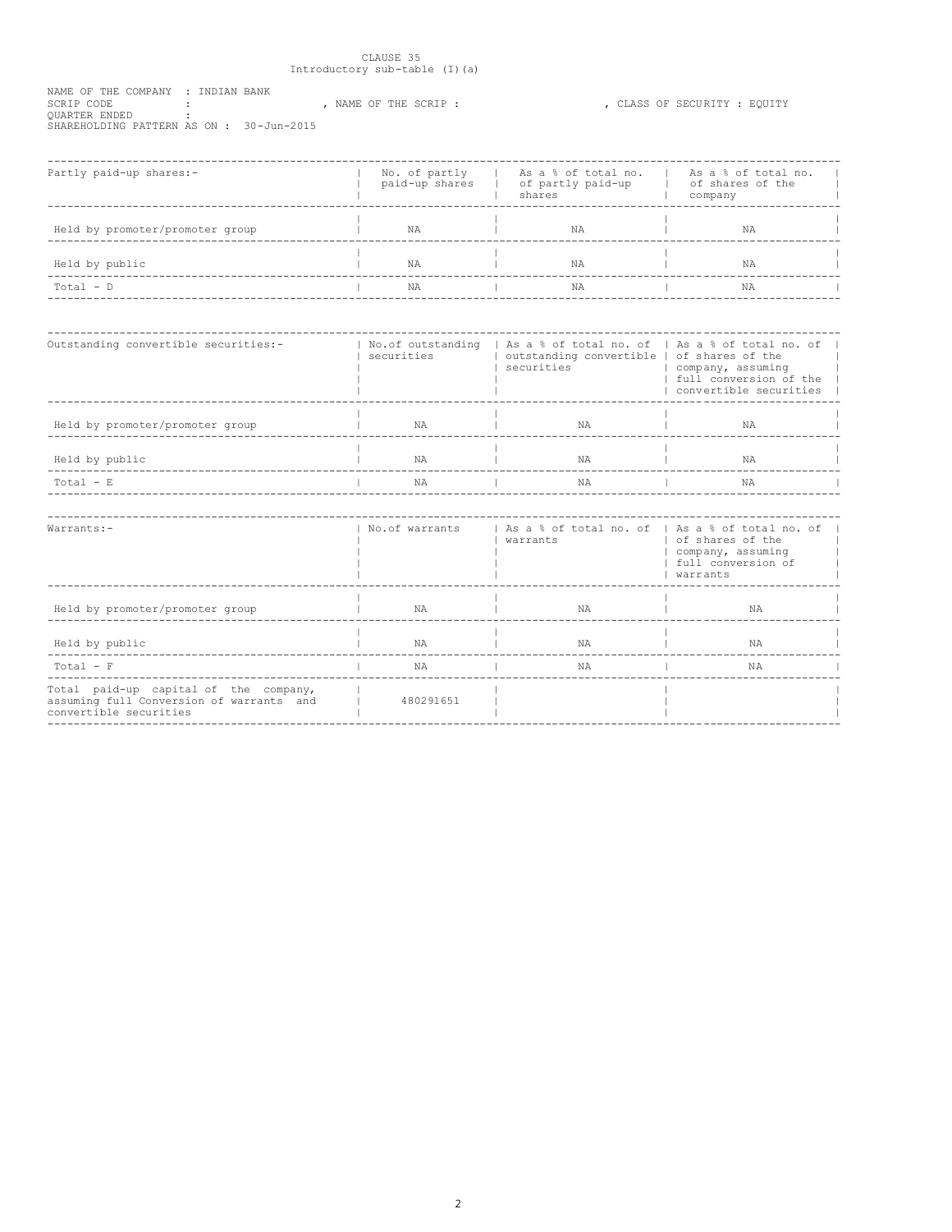CLAUSE 35
Introductory sub-table (I)(a)

NAME OF THE COMPANY : INDIAN BANK
SCRIP CODE : , NAME OF THE SCRIP : , CLASS OF SECURITY : EQUITY
QUARTER ENDED :
SHAREHOLDING PATTERN AS ON : 30-Jun-2015

| Partly paid-up shares:- | No. of partly paid-up shares | As a % of total no. of partly paid-up shares | As a % of total no. of shares of the company |
|---|---|---|---|
| Held by promoter/promoter group | NA | NA | NA |
| Held by public | NA | NA | NA |
| Total - D | NA | NA | NA |

| Outstanding convertible securities:- | No.of outstanding securities | As a % of total no. of outstanding convertible securities | As a % of total no. of shares of the company, assuming full conversion of the convertible securities |
|---|---|---|---|
| Held by promoter/promoter group | NA | NA | NA |
| Held by public | NA | NA | NA |
| Total - E | NA | NA | NA |

| Warrants:- | No.of warrants | As a % of total no. of warrants | As a % of total no. of shares of the company, assuming full conversion of warrants |
|---|---|---|---|
| Held by promoter/promoter group | NA | NA | NA |
| Held by public | NA | NA | NA |
| Total - F | NA | NA | NA |
| Total paid-up capital of the company, assuming full Conversion of warrants and convertible securities | 480291651 | | |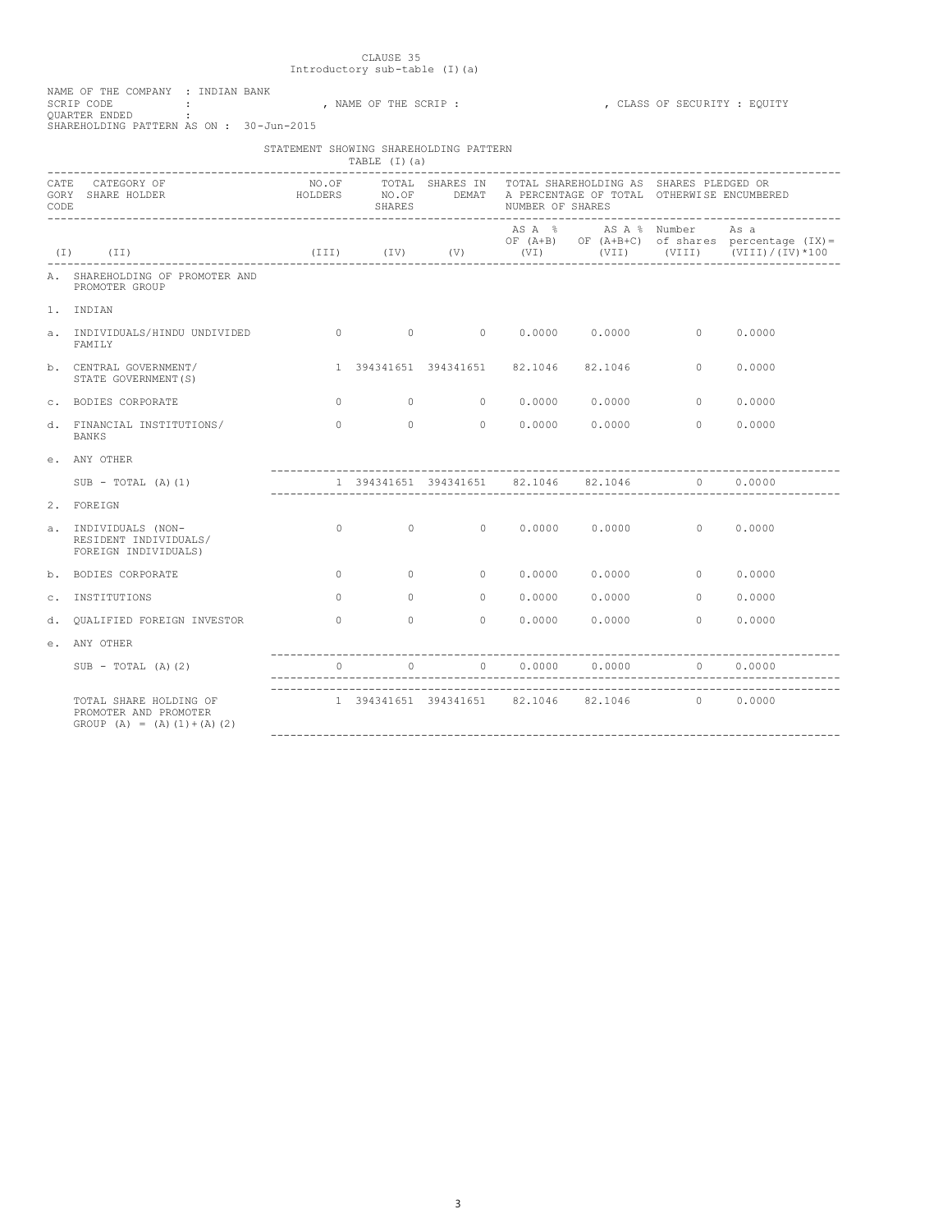CLAUSE 35

Introductory sub-table (I)(a)

NAME OF THE COMPANY : INDIAN BANK
SCRIP CODE : , NAME OF THE SCRIP : , CLASS OF SECURITY : EQUITY
QUARTER ENDED :
SHAREHOLDING PATTERN AS ON : 30-Jun-2015

STATEMENT SHOWING SHAREHOLDING PATTERN

TABLE (I)(a)

| CATEGORY CODE | CATEGORY OF SHARE HOLDER | NO.OF HOLDERS | TOTAL NO.OF SHARES | SHARES IN DEMAT | TOTAL SHAREHOLDING AS A PERCENTAGE OF TOTAL NUMBER OF SHARES | | SHARES PLEDGED OR OTHERWISE ENCUMBERED | |
|---|---|---|---|---|---|---|---|---|
| | | | | | AS A % OF (A+B) | AS A % OF (A+B+C) | Number of shares | As a percentage (IX)= (VIII)/(IV)*100 |
| (I) | (II) | (III) | (IV) | (V) | (VI) | (VII) | (VIII) | |
| A. | SHAREHOLDING OF PROMOTER AND PROMOTER GROUP | | | | | | | |
| 1. | INDIAN | | | | | | | |
| a. | INDIVIDUALS/HINDU UNDIVIDED FAMILY | 0 | 0 | 0 | 0.0000 | 0.0000 | 0 | 0.0000 |
| b. | CENTRAL GOVERNMENT/ STATE GOVERNMENT(S) | 1 | 394341651 | 394341651 | 82.1046 | 82.1046 | 0 | 0.0000 |
| c. | BODIES CORPORATE | 0 | 0 | 0 | 0.0000 | 0.0000 | 0 | 0.0000 |
| d. | FINANCIAL INSTITUTIONS/ BANKS | 0 | 0 | 0 | 0.0000 | 0.0000 | 0 | 0.0000 |
| e. | ANY OTHER | | | | | | | |
| | SUB - TOTAL (A)(1) | 1 | 394341651 | 394341651 | 82.1046 | 82.1046 | 0 | 0.0000 |
| 2. | FOREIGN | | | | | | | |
| a. | INDIVIDUALS (NON-RESIDENT INDIVIDUALS/ FOREIGN INDIVIDUALS) | 0 | 0 | 0 | 0.0000 | 0.0000 | 0 | 0.0000 |
| b. | BODIES CORPORATE | 0 | 0 | 0 | 0.0000 | 0.0000 | 0 | 0.0000 |
| c. | INSTITUTIONS | 0 | 0 | 0 | 0.0000 | 0.0000 | 0 | 0.0000 |
| d. | QUALIFIED FOREIGN INVESTOR | 0 | 0 | 0 | 0.0000 | 0.0000 | 0 | 0.0000 |
| e. | ANY OTHER | | | | | | | |
| | SUB - TOTAL (A)(2) | 0 | 0 | 0 | 0.0000 | 0.0000 | 0 | 0.0000 |
| | TOTAL SHARE HOLDING OF PROMOTER AND PROMOTER GROUP (A) = (A)(1)+(A)(2) | 1 | 394341651 | 394341651 | 82.1046 | 82.1046 | 0 | 0.0000 |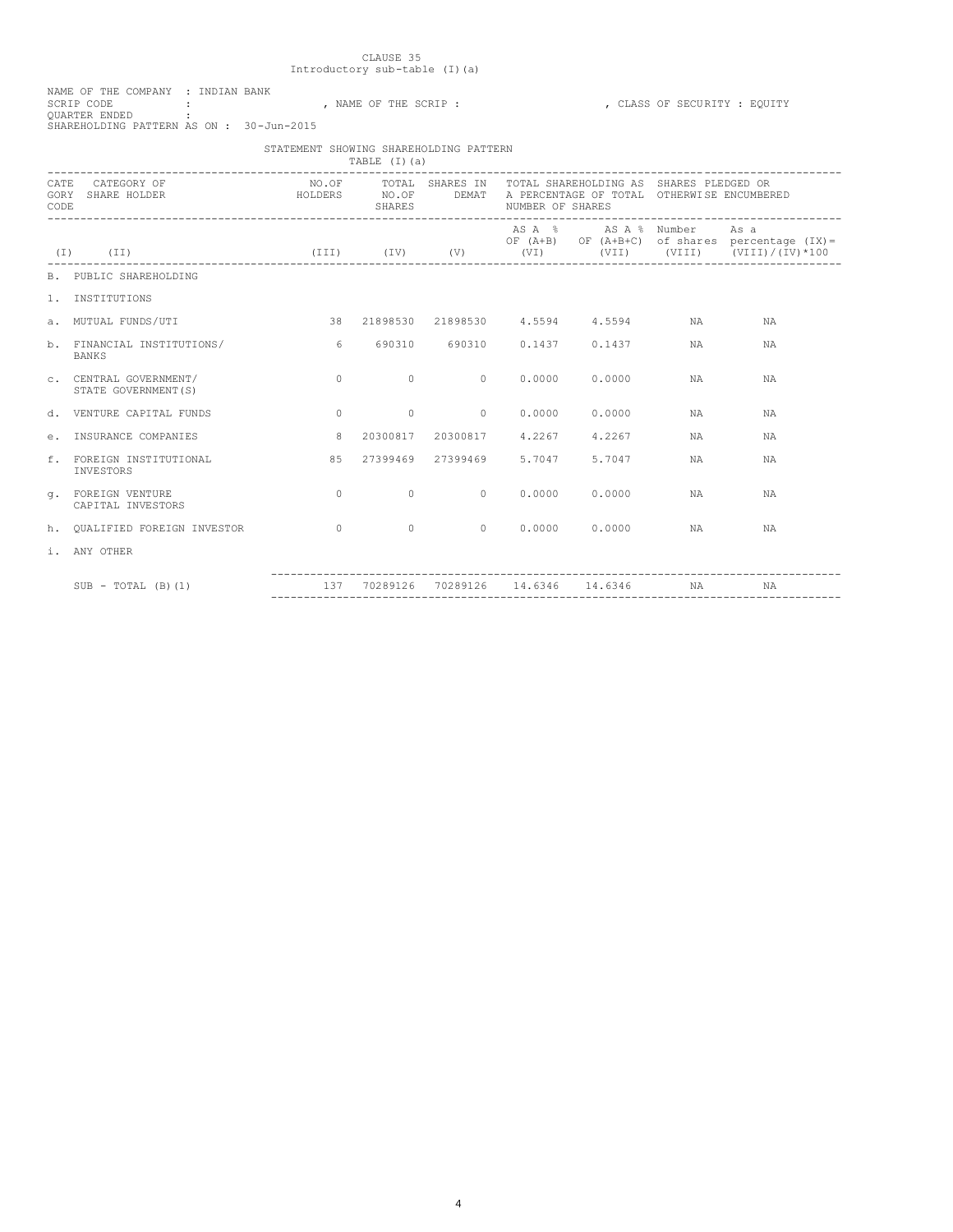CLAUSE 35
Introductory sub-table (I)(a)

NAME OF THE COMPANY : INDIAN BANK
SCRIP CODE : , NAME OF THE SCRIP : , CLASS OF SECURITY : EQUITY
QUARTER ENDED :
SHAREHOLDING PATTERN AS ON : 30-Jun-2015

STATEMENT SHOWING SHAREHOLDING PATTERN
TABLE (I)(a)

| CATEGORY CODE | CATEGORY OF SHARE HOLDER | NO.OF HOLDERS | TOTAL NO.OF SHARES | SHARES IN DEMAT | TOTAL SHAREHOLDING AS A PERCENTAGE OF TOTAL NUMBER OF SHARES | | SHARES PLEDGED OR OTHERWISE ENCUMBERED | |
|---|---|---|---|---|---|---|---|---|
| | | | | | AS A % OF (A+B) | AS A % OF (A+B+C) | Number of shares | As a percentage (IX)= (VIII)/(IV)*100 |
| (I) | (II) | (III) | (IV) | (V) | (VI) | (VII) | (VIII) | |
| B. | PUBLIC SHAREHOLDING | | | | | | | |
| 1. | INSTITUTIONS | | | | | | | |
| a. | MUTUAL FUNDS/UTI | 38 | 21898530 | 21898530 | 4.5594 | 4.5594 | NA | NA |
| b. | FINANCIAL INSTITUTIONS/ BANKS | 6 | 690310 | 690310 | 0.1437 | 0.1437 | NA | NA |
| c. | CENTRAL GOVERNMENT/ STATE GOVERNMENT(S) | 0 | 0 | 0 | 0.0000 | 0.0000 | NA | NA |
| d. | VENTURE CAPITAL FUNDS | 0 | 0 | 0 | 0.0000 | 0.0000 | NA | NA |
| e. | INSURANCE COMPANIES | 8 | 20300817 | 20300817 | 4.2267 | 4.2267 | NA | NA |
| f. | FOREIGN INSTITUTIONAL INVESTORS | 85 | 27399469 | 27399469 | 5.7047 | 5.7047 | NA | NA |
| g. | FOREIGN VENTURE CAPITAL INVESTORS | 0 | 0 | 0 | 0.0000 | 0.0000 | NA | NA |
| h. | QUALIFIED FOREIGN INVESTOR | 0 | 0 | 0 | 0.0000 | 0.0000 | NA | NA |
| i. | ANY OTHER | | | | | | | |
| | SUB - TOTAL (B)(1) | 137 | 70289126 | 70289126 | 14.6346 | 14.6346 | NA | NA |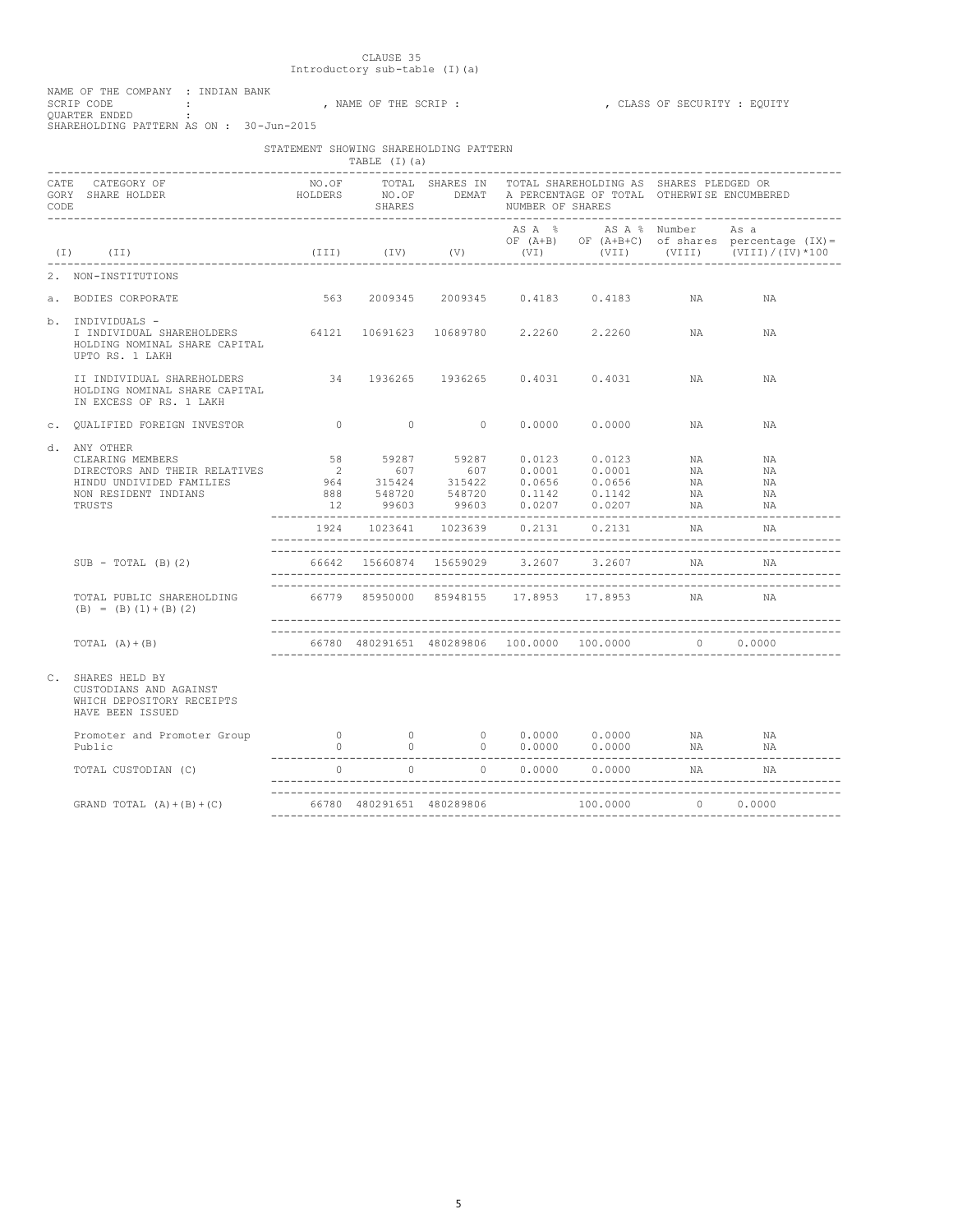CLAUSE 35
Introductory sub-table (I)(a)

NAME OF THE COMPANY : INDIAN BANK
SCRIP CODE : , NAME OF THE SCRIP : , CLASS OF SECURITY : EQUITY
QUARTER ENDED :
SHAREHOLDING PATTERN AS ON : 30-Jun-2015

STATEMENT SHOWING SHAREHOLDING PATTERN
TABLE (I)(a)

| CATEGORY CODE | CATEGORY OF SHARE HOLDER | NO.OF HOLDERS | TOTAL NO.OF SHARES | SHARES IN DEMAT | TOTAL SHAREHOLDING AS A PERCENTAGE OF TOTAL NUMBER OF SHARES | | SHARES PLEDGED OR OTHERWISE ENCUMBERED | |
|---|---|---|---|---|---|---|---|---|
| | | | | | AS A % OF (A+B) | AS A % OF (A+B+C) | Number of shares | As a percentage (IX)= (VIII)/(IV)*100 |
| (I) | (II) | (III) | (IV) | (V) | (VI) | (VII) | (VIII) | |
| 2. | NON-INSTITUTIONS | | | | | | | |
| a. | BODIES CORPORATE | 563 | 2009345 | 2009345 | 0.4183 | 0.4183 | NA | NA |
| b. | INDIVIDUALS - | | | | | | | |
| | I INDIVIDUAL SHAREHOLDERS HOLDING NOMINAL SHARE CAPITAL UPTO RS. 1 LAKH | 64121 | 10691623 | 10689780 | 2.2260 | 2.2260 | NA | NA |
| | II INDIVIDUAL SHAREHOLDERS HOLDING NOMINAL SHARE CAPITAL IN EXCESS OF RS. 1 LAKH | 34 | 1936265 | 1936265 | 0.4031 | 0.4031 | NA | NA |
| c. | QUALIFIED FOREIGN INVESTOR | 0 | 0 | 0 | 0.0000 | 0.0000 | NA | NA |
| d. | ANY OTHER | | | | | | | |
| | CLEARING MEMBERS | 58 | 59287 | 59287 | 0.0123 | 0.0123 | NA | NA |
| | DIRECTORS AND THEIR RELATIVES | 2 | 607 | 607 | 0.0001 | 0.0001 | NA | NA |
| | HINDU UNDIVIDED FAMILIES | 964 | 315424 | 315422 | 0.0656 | 0.0656 | NA | NA |
| | NON RESIDENT INDIANS | 888 | 548720 | 548720 | 0.1142 | 0.1142 | NA | NA |
| | TRUSTS | 12 | 99603 | 99603 | 0.0207 | 0.0207 | NA | NA |
| | | 1924 | 1023641 | 1023639 | 0.2131 | 0.2131 | NA | NA |
| | SUB - TOTAL (B)(2) | 66642 | 15660874 | 15659029 | 3.2607 | 3.2607 | NA | NA |
| | TOTAL PUBLIC SHAREHOLDING (B) = (B)(1)+(B)(2) | 66779 | 85950000 | 85948155 | 17.8953 | 17.8953 | NA | NA |
| | TOTAL (A)+(B) | 66780 | 480291651 | 480289806 | 100.0000 | 100.0000 | 0 | 0.0000 |
| C. | SHARES HELD BY CUSTODIANS AND AGAINST WHICH DEPOSITORY RECEIPTS HAVE BEEN ISSUED | | | | | | | |
| | Promoter and Promoter Group | 0 | 0 | 0 | 0.0000 | 0.0000 | NA | NA |
| | Public | 0 | 0 | 0 | 0.0000 | 0.0000 | NA | NA |
| | TOTAL CUSTODIAN (C) | 0 | 0 | 0 | 0.0000 | 0.0000 | NA | NA |
| | GRAND TOTAL (A)+(B)+(C) | 66780 | 480291651 | 480289806 | | 100.0000 | 0 | 0.0000 |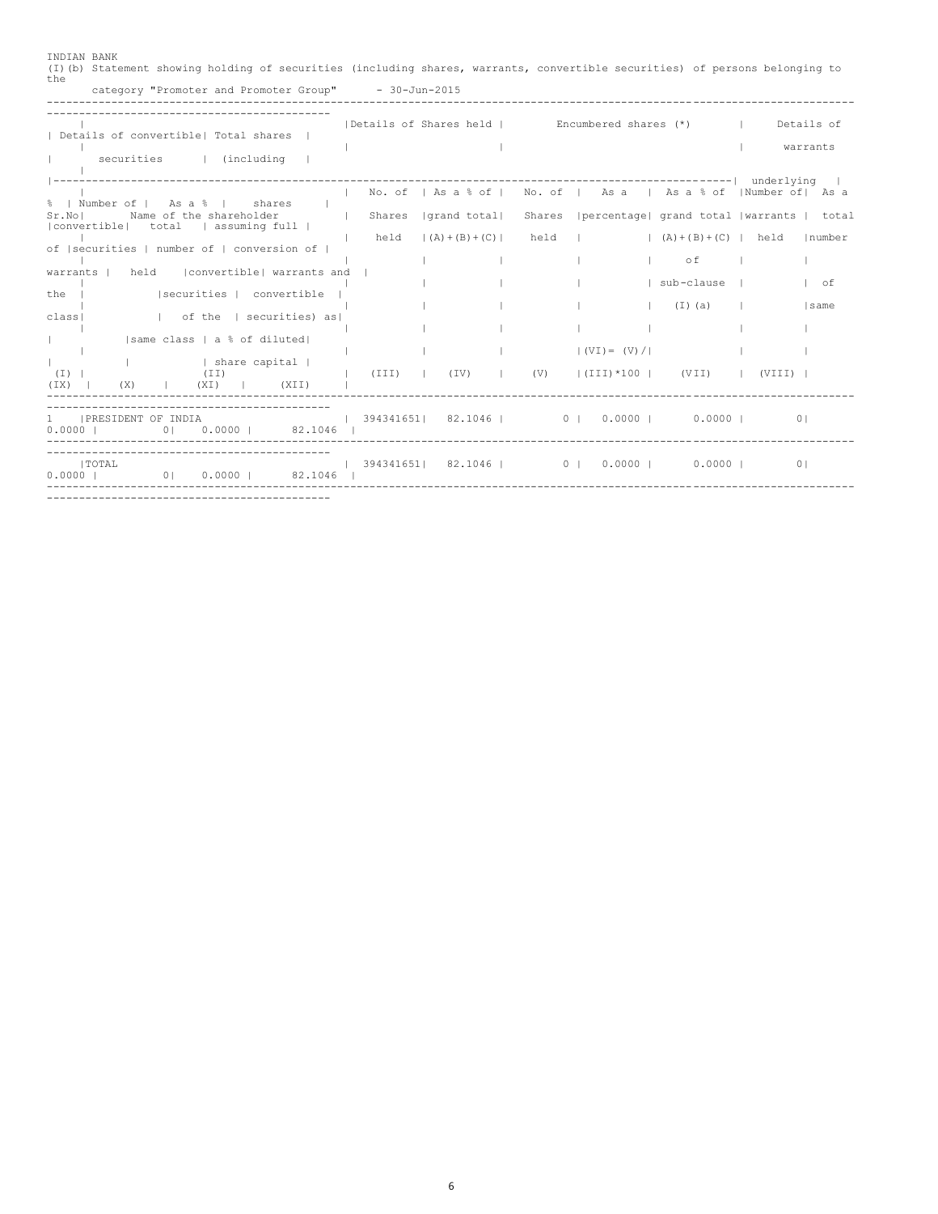INDIAN BANK

(I)(b) Statement showing holding of securities (including shares, warrants, convertible securities) of persons belonging to the category "Promoter and Promoter Group" - 30-Jun-2015

| Sr.No | Name of the shareholder | Details of Shares held | | Encumbered shares (*) | | | Details of warrants | | Details of convertible securities | | Total shares (including underlying shares assuming full conversion of warrants and convertible securities) as a % of diluted share capital |
|---|---|---|---|---|---|---|---|---|---|---|---|
| | | No. of Shares held | As a % of grand total (A)+(B)+(C) | No. of Shares held | As a percentage | As a % of grand total (A)+(B)+(C) of sub-clause (I)(a) | Number of warrants held | As a % total number of warrants of the same class | Number of convertible securities held | As a % total number of convertible securities of the same class | |
| (I) | (II) | (III) | (IV) | (V) | (VI)= (V)/(III)*100 | (VII) | (VIII) | (IX) | (X) | (XI) | (XII) |
| 1 | PRESIDENT OF INDIA | 394341651 | 82.1046 | 0 | 0.0000 | 0.0000 | 0 | 0.0000 | 0 | 0.0000 | 82.1046 |
| | TOTAL | 394341651 | 82.1046 | 0 | 0.0000 | 0.0000 | 0 | 0.0000 | 0 | 0.0000 | 82.1046 |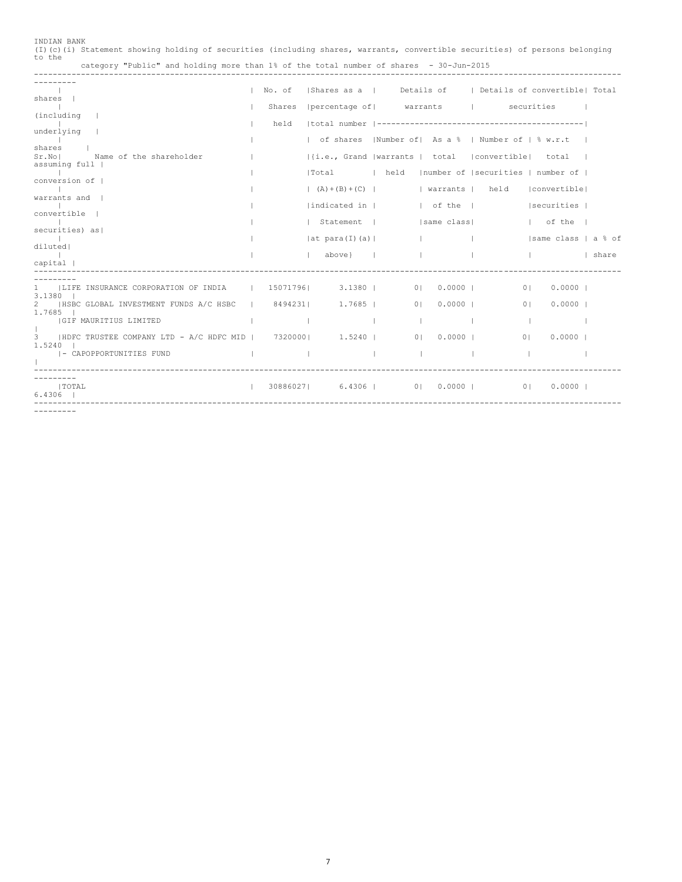INDIAN BANK

(I)(c)(i) Statement showing holding of securities (including shares, warrants, convertible securities) of persons belonging to the category "Public" and holding more than 1% of the total number of shares - 30-Jun-2015

| Sr.No | Name of the shareholder | No. of Shares held | Shares as a percentage of total number of shares {i.e., Grand Total (A)+(B)+(C) indicated in Statement at para(I)(a) above} | Details of warrants | | Details of convertible securities | | Total shares (including underlying shares assuming full conversion of warrants and convertible securities) as a % of diluted share capital |
|---|---|---|---|---|---|---|---|---|
| | | | | Number of warrants held | As a % total number of warrants of the same class | Number of convertible securities held | % w.r.t total number of convertible securities of the same class | |
| 1 | LIFE INSURANCE CORPORATION OF INDIA | 15071796 | 3.1380 | 0 | 0.0000 | 0 | 0.0000 | 3.1380 |
| 2 | HSBC GLOBAL INVESTMENT FUNDS A/C HSBC GIF MAURITIUS LIMITED | 8494231 | 1.7685 | 0 | 0.0000 | 0 | 0.0000 | 1.7685 |
| 3 | HDFC TRUSTEE COMPANY LTD - A/C HDFC MID - CAPOPPORTUNITIES FUND | 7320000 | 1.5240 | 0 | 0.0000 | 0 | 0.0000 | 1.5240 |
| | TOTAL | 30886027 | 6.4306 | 0 | 0.0000 | 0 | 0.0000 | 6.4306 |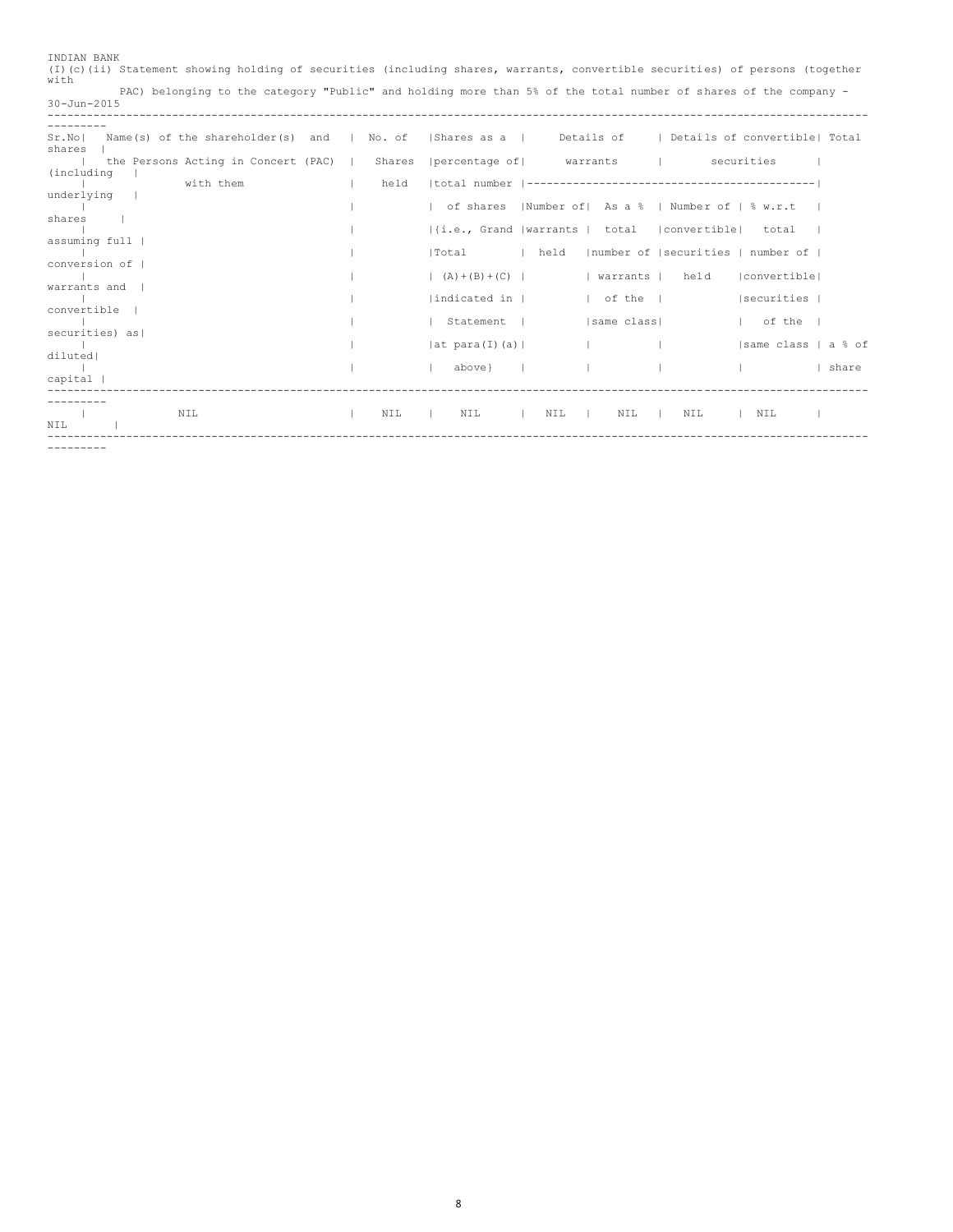INDIAN BANK

(I)(c)(ii) Statement showing holding of securities (including shares, warrants, convertible securities) of persons (together with PAC) belonging to the category "Public" and holding more than 5% of the total number of shares of the company - 30-Jun-2015

| Sr.No | Name(s) of the shareholder(s) and the Persons Acting in Concert (PAC) with them | No. of Shares held | Shares as a percentage of total number of shares {i.e., Grand Total (A)+(B)+(C) indicated in Statement at para(I)(a) above} | Details of warrants | | Details of convertible securities | | Total shares (including underlying shares assuming full conversion of warrants and convertible securities) as a % of diluted share capital |
|---|---|---|---|---|---|---|---|---|
| | | | | Number of warrants held | As a % total number of warrants of the same class | Number of convertible securities held | % w.r.t total number of convertible securities of the same class | |
| | NIL | NIL | NIL | NIL | NIL | NIL | NIL | NIL |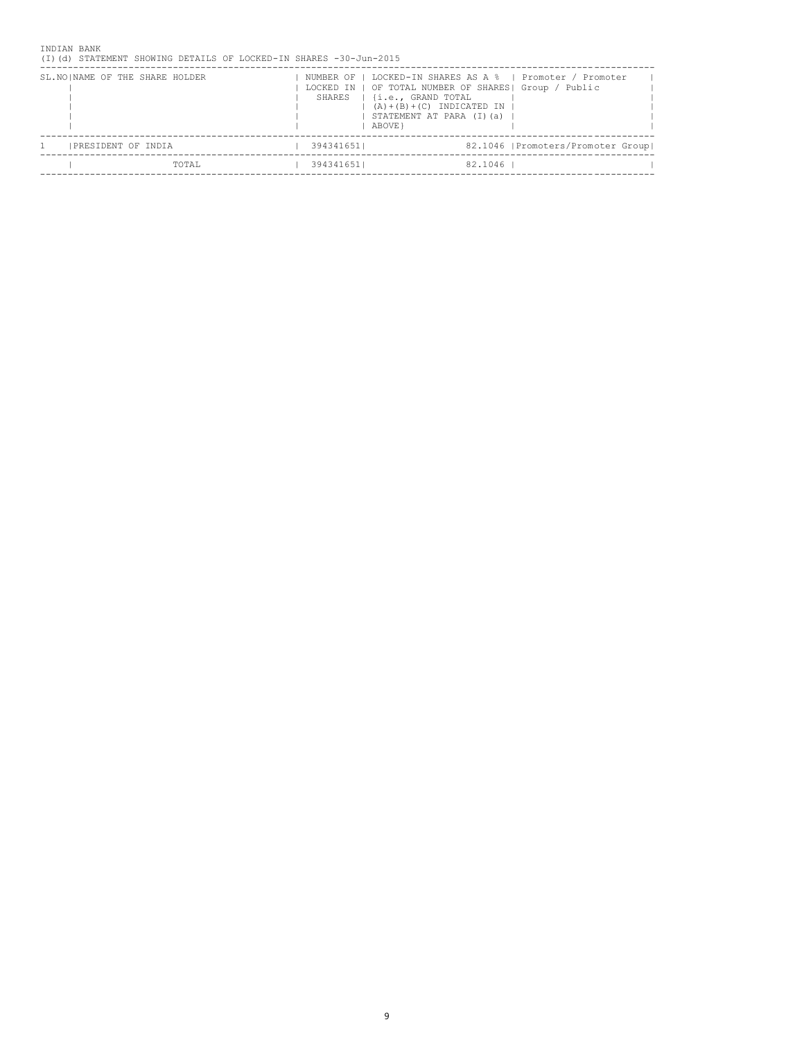INDIAN BANK

(I)(d) STATEMENT SHOWING DETAILS OF LOCKED-IN SHARES -30-Jun-2015

| SL.NO | NAME OF THE SHARE HOLDER | NUMBER OF LOCKED IN SHARES | LOCKED-IN SHARES AS A % OF TOTAL NUMBER OF SHARES {i.e., GRAND TOTAL (A)+(B)+(C) INDICATED IN STATEMENT AT PARA (I)(a) ABOVE} | Promoter / Promoter Group / Public |
|---|---|---|---|---|
| 1 | PRESIDENT OF INDIA | 394341651 | 82.1046 | Promoters/Promoter Group |
| | TOTAL | 394341651 | 82.1046 | |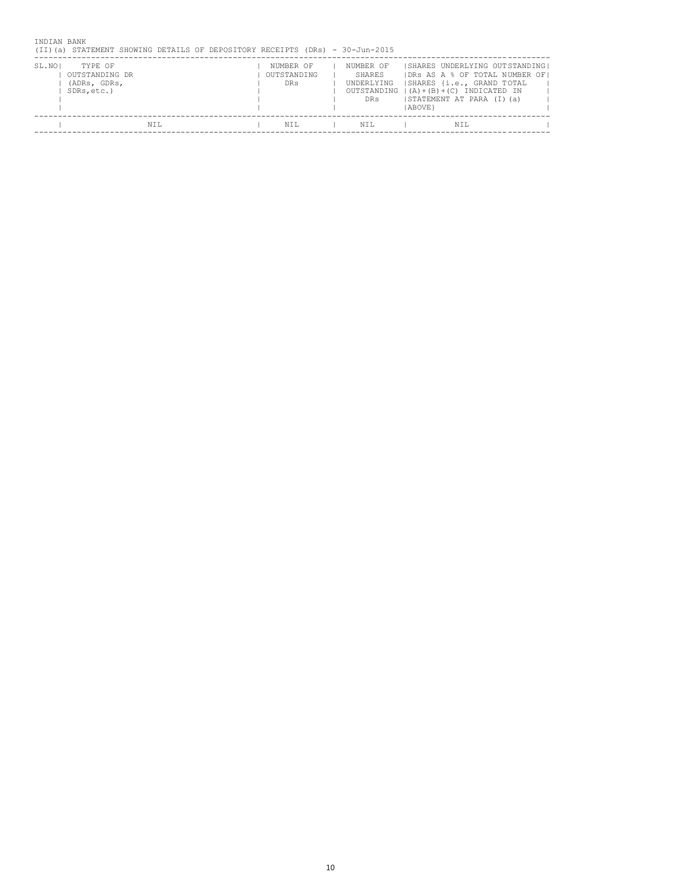INDIAN BANK

(II)(a) STATEMENT SHOWING DETAILS OF DEPOSITORY RECEIPTS (DRs) - 30-Jun-2015

| SL.NO | TYPE OF OUTSTANDING DR (ADRs, GDRs, SDRs,etc.) | NUMBER OF OUTSTANDING DRs | NUMBER OF SHARES UNDERLYING OUTSTANDING DRs | SHARES UNDERLYING OUTSTANDING DRs AS A % OF TOTAL NUMBER OF SHARES {i.e., GRAND TOTAL (A)+(B)+(C) INDICATED IN STATEMENT AT PARA (I)(a) ABOVE} |
|---|---|---|---|---|
| | NIL | NIL | NIL | NIL |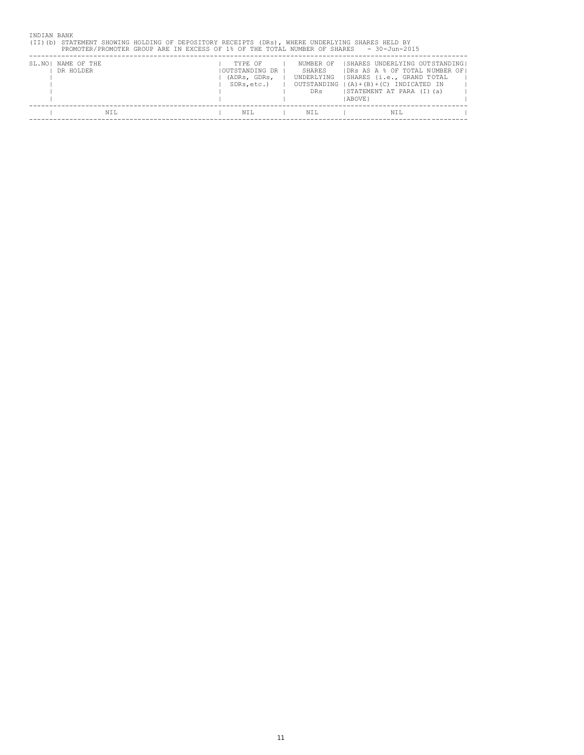INDIAN BANK

(II)(b) STATEMENT SHOWING HOLDING OF DEPOSITORY RECEIPTS (DRs), WHERE UNDERLYING SHARES HELD BY PROMOTER/PROMOTER GROUP ARE IN EXCESS OF 1% OF THE TOTAL NUMBER OF SHARES - 30-Jun-2015

| SL.NO | NAME OF THE DR HOLDER | TYPE OF OUTSTANDING DR (ADRs, GDRs, SDRs,etc.) | NUMBER OF SHARES UNDERLYING OUTSTANDING DRs | SHARES UNDERLYING OUTSTANDING DRs AS A % OF TOTAL NUMBER OF SHARES {i.e., GRAND TOTAL (A)+(B)+(C) INDICATED IN STATEMENT AT PARA (I)(a) ABOVE} |
|---|---|---|---|---|
| | NIL | NIL | NIL | NIL |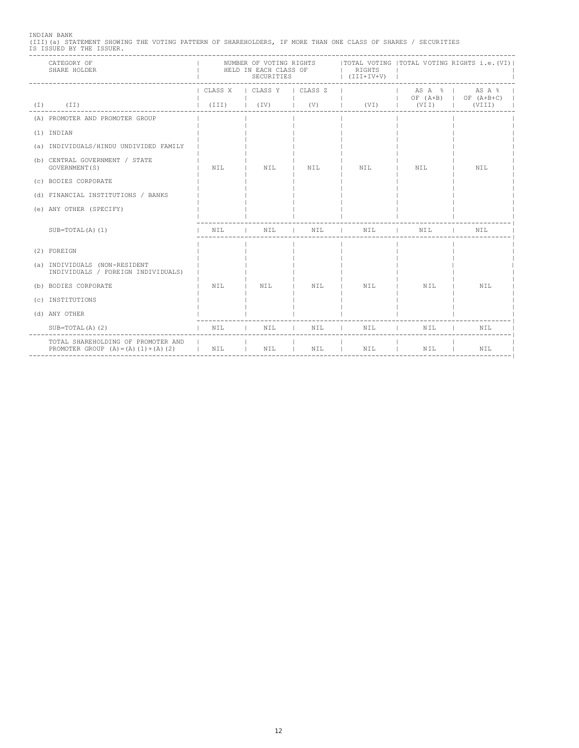INDIAN BANK

(III)(a) STATEMENT SHOWING THE VOTING PATTERN OF SHAREHOLDERS, IF MORE THAN ONE CLASS OF SHARES / SECURITIES IS ISSUED BY THE ISSUER.

| | CATEGORY OF SHARE HOLDER | NUMBER OF VOTING RIGHTS HELD IN EACH CLASS OF SECURITIES | | | TOTAL VOTING RIGHTS (III+IV+V) | TOTAL VOTING RIGHTS i.e.(VI) | |
|---|---|---|---|---|---|---|---|
| | | CLASS X | CLASS Y | CLASS Z | | AS A % OF (A+B) | AS A % OF (A+B+C) |
| (I) | (II) | (III) | (IV) | (V) | (VI) | (VII) | (VIII) |
| (A) | PROMOTER AND PROMOTER GROUP | | | | | | |
| (1) | INDIAN | | | | | | |
| (a) | INDIVIDUALS/HINDU UNDIVIDED FAMILY | | | | | | |
| (b) | CENTRAL GOVERNMENT / STATE GOVERNMENT(S) | NIL | NIL | NIL | NIL | NIL | NIL |
| (c) | BODIES CORPORATE | | | | | | |
| (d) | FINANCIAL INSTITUTIONS / BANKS | | | | | | |
| (e) | ANY OTHER (SPECIFY) | | | | | | |
| | SUB=TOTAL(A)(1) | NIL | NIL | NIL | NIL | NIL | NIL |
| (2) | FOREIGN | | | | | | |
| (a) | INDIVIDUALS (NON-RESIDENT INDIVIDUALS / FOREIGN INDIVIDUALS) | | | | | | |
| (b) | BODIES CORPORATE | NIL | NIL | NIL | NIL | NIL | NIL |
| (c) | INSTITUTIONS | | | | | | |
| (d) | ANY OTHER | | | | | | |
| | SUB=TOTAL(A)(2) | NIL | NIL | NIL | NIL | NIL | NIL |
| | TOTAL SHAREHOLDING OF PROMOTER AND PROMOTER GROUP (A)=(A)(1)+(A)(2) | NIL | NIL | NIL | NIL | NIL | NIL |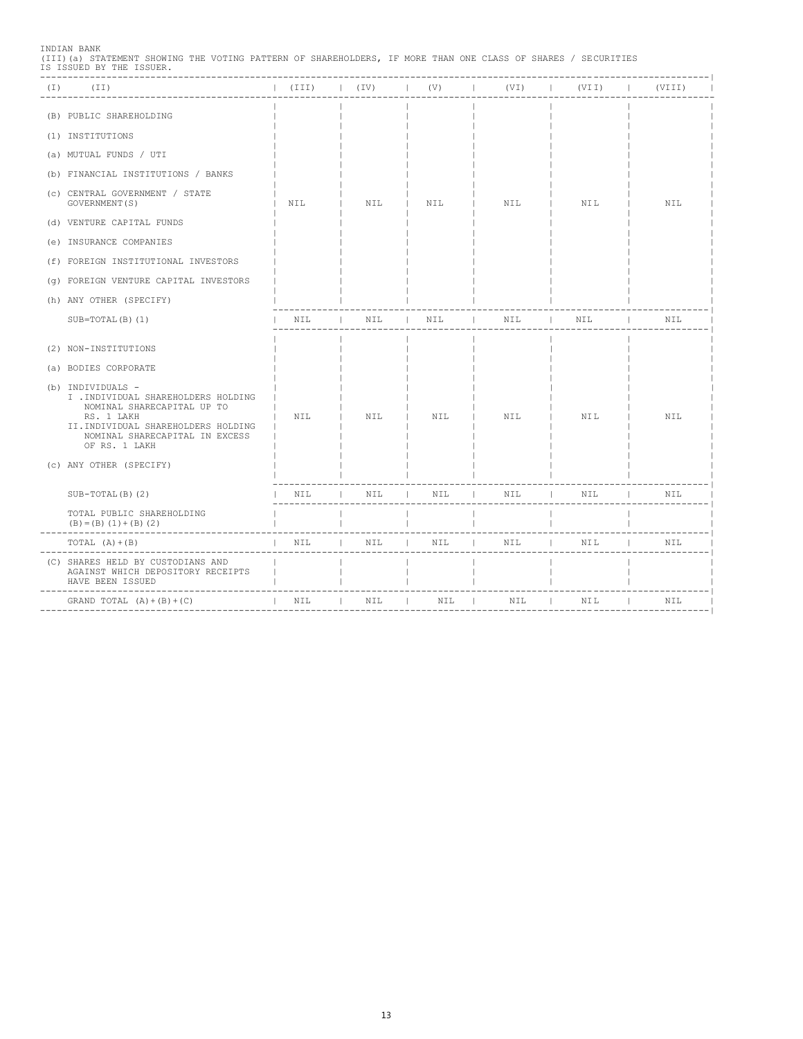INDIAN BANK

(III)(a) STATEMENT SHOWING THE VOTING PATTERN OF SHAREHOLDERS, IF MORE THAN ONE CLASS OF SHARES / SECURITIES IS ISSUED BY THE ISSUER.

| (I) | (II) | (III) | (IV) | (V) | (VI) | (VII) | (VIII) |
|---|---|---|---|---|---|---|---|
| | (B) PUBLIC SHAREHOLDING | | | | | | |
| | (1) INSTITUTIONS | | | | | | |
| | (a) MUTUAL FUNDS / UTI | | | | | | |
| | (b) FINANCIAL INSTITUTIONS / BANKS | | | | | | |
| | (c) CENTRAL GOVERNMENT / STATE GOVERNMENT(S) | NIL | NIL | NIL | NIL | NIL | NIL |
| | (d) VENTURE CAPITAL FUNDS | | | | | | |
| | (e) INSURANCE COMPANIES | | | | | | |
| | (f) FOREIGN INSTITUTIONAL INVESTORS | | | | | | |
| | (g) FOREIGN VENTURE CAPITAL INVESTORS | | | | | | |
| | (h) ANY OTHER (SPECIFY) | | | | | | |
| | SUB=TOTAL(B)(1) | NIL | NIL | NIL | NIL | NIL | NIL |
| | (2) NON-INSTITUTIONS | | | | | | |
| | (a) BODIES CORPORATE | | | | | | |
| | (b) INDIVIDUALS - I .INDIVIDUAL SHAREHOLDERS HOLDING NOMINAL SHARECAPITAL UP TO RS. 1 LAKH II.INDIVIDUAL SHAREHOLDERS HOLDING NOMINAL SHARECAPITAL IN EXCESS OF RS. 1 LAKH | NIL | NIL | NIL | NIL | NIL | NIL |
| | (c) ANY OTHER (SPECIFY) | | | | | | |
| | SUB-TOTAL(B)(2) | NIL | NIL | NIL | NIL | NIL | NIL |
| | TOTAL PUBLIC SHAREHOLDING (B)=(B)(1)+(B)(2) | | | | | | |
| | TOTAL (A)+(B) | NIL | NIL | NIL | NIL | NIL | NIL |
| | (C) SHARES HELD BY CUSTODIANS AND AGAINST WHICH DEPOSITORY RECEIPTS HAVE BEEN ISSUED | | | | | | |
| | GRAND TOTAL (A)+(B)+(C) | NIL | NIL | NIL | NIL | NIL | NIL |